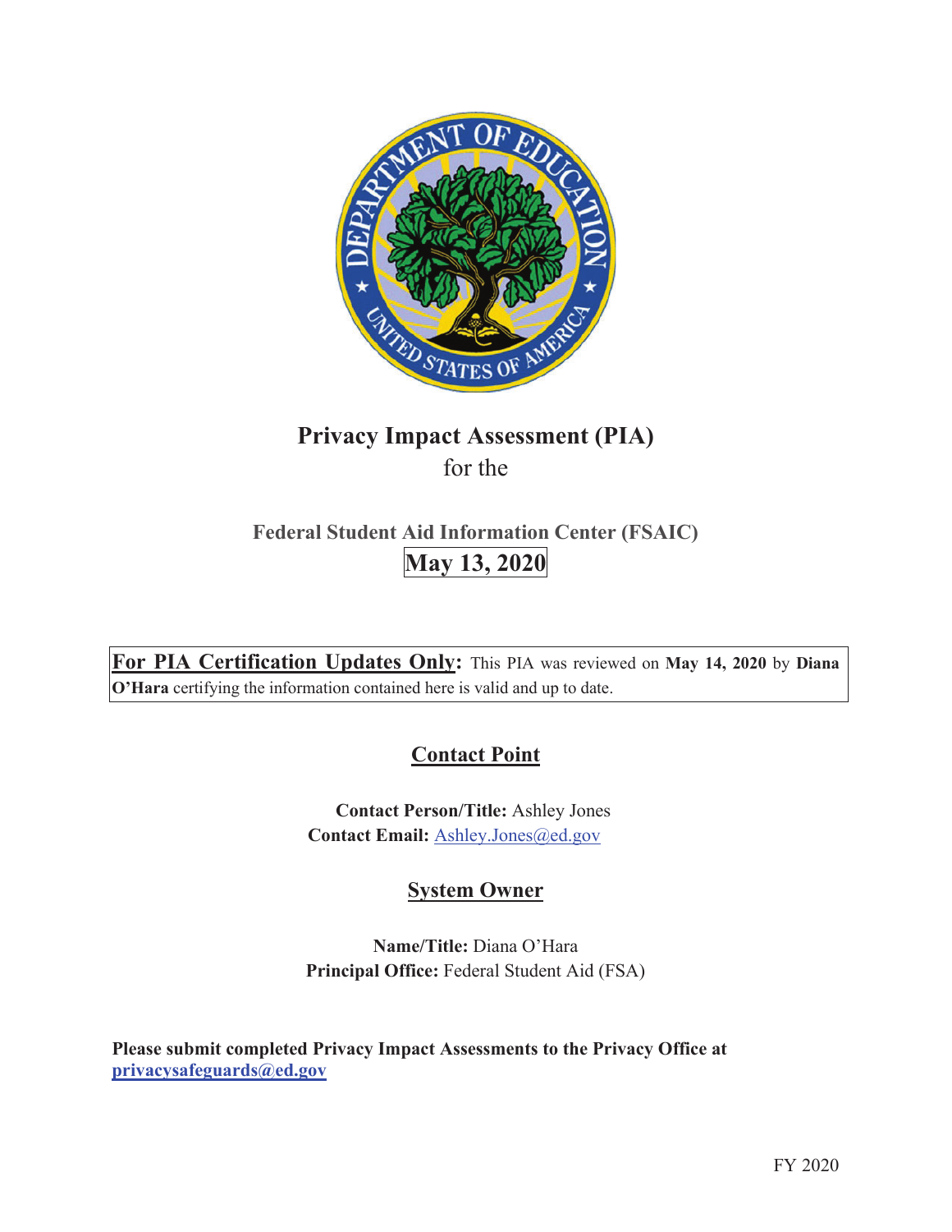# Privacy Impact Assessment (PIA)

for the

## Federal Student Aid Information Center (FSAIC)

**May 13, 2020**

**For PIA Certification Updates Only:** This PIA was reviewed on **May 14, 2020** by **Diana O'Hara** certifying the information contained here is valid and up to date.

## Contact Point

**Contact Person/Title:** Ashley Jones
**Contact Email:** Ashley.Jones@ed.gov

## System Owner

**Name/Title:** Diana O'Hara
**Principal Office:** Federal Student Aid (FSA)

**Please submit completed Privacy Impact Assessments to the Privacy Office at privacysafeguards@ed.gov**

FY 2020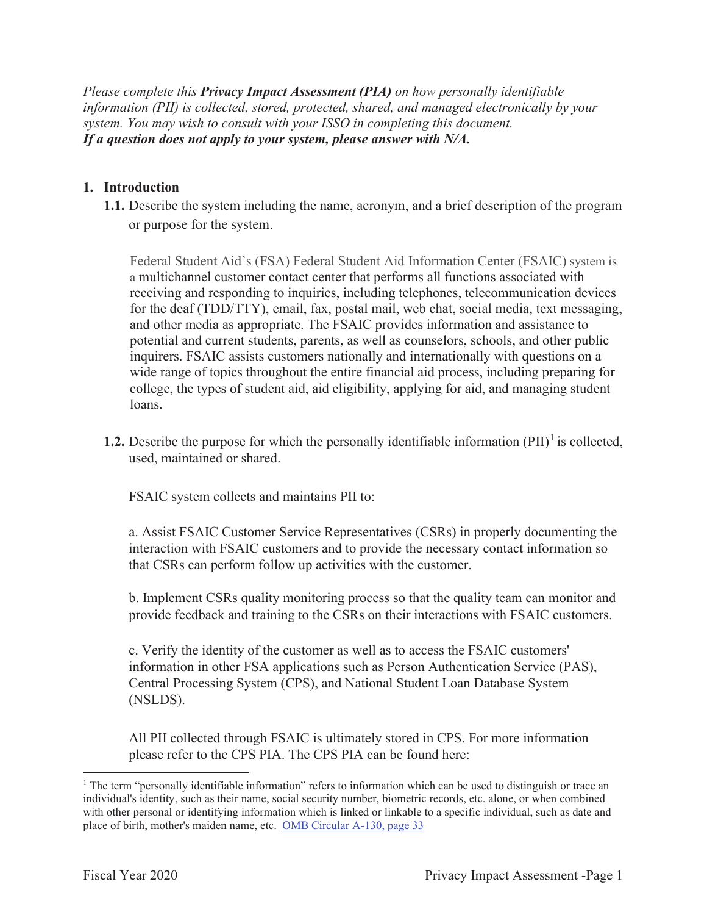*Please complete this **Privacy Impact Assessment (PIA)** on how personally identifiable information (PII) is collected, stored, protected, shared, and managed electronically by your system. You may wish to consult with your ISSO in completing this document.*
***If a question does not apply to your system, please answer with N/A.***

## 1. Introduction

**1.1.** Describe the system including the name, acronym, and a brief description of the program or purpose for the system.

Federal Student Aid's (FSA) Federal Student Aid Information Center (FSAIC) system is a multichannel customer contact center that performs all functions associated with receiving and responding to inquiries, including telephones, telecommunication devices for the deaf (TDD/TTY), email, fax, postal mail, web chat, social media, text messaging, and other media as appropriate. The FSAIC provides information and assistance to potential and current students, parents, as well as counselors, schools, and other public inquirers. FSAIC assists customers nationally and internationally with questions on a wide range of topics throughout the entire financial aid process, including preparing for college, the types of student aid, aid eligibility, applying for aid, and managing student loans.

**1.2.** Describe the purpose for which the personally identifiable information (PII)[1] is collected, used, maintained or shared.

FSAIC system collects and maintains PII to:

a. Assist FSAIC Customer Service Representatives (CSRs) in properly documenting the interaction with FSAIC customers and to provide the necessary contact information so that CSRs can perform follow up activities with the customer.

b. Implement CSRs quality monitoring process so that the quality team can monitor and provide feedback and training to the CSRs on their interactions with FSAIC customers.

c. Verify the identity of the customer as well as to access the FSAIC customers' information in other FSA applications such as Person Authentication Service (PAS), Central Processing System (CPS), and National Student Loan Database System (NSLDS).

All PII collected through FSAIC is ultimately stored in CPS. For more information please refer to the CPS PIA. The CPS PIA can be found here:

---

[1] The term "personally identifiable information" refers to information which can be used to distinguish or trace an individual's identity, such as their name, social security number, biometric records, etc. alone, or when combined with other personal or identifying information which is linked or linkable to a specific individual, such as date and place of birth, mother's maiden name, etc. OMB Circular A-130, page 33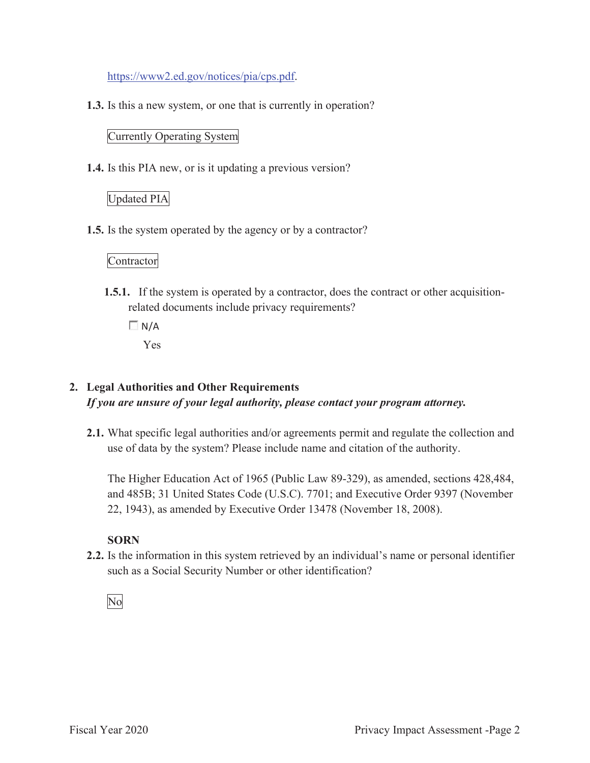https://www2.ed.gov/notices/pia/cps.pdf.

**1.3.** Is this a new system, or one that is currently in operation?

Currently Operating System

**1.4.** Is this PIA new, or is it updating a previous version?

Updated PIA

**1.5.** Is the system operated by the agency or by a contractor?

Contractor

**1.5.1.** If the system is operated by a contractor, does the contract or other acquisition-related documents include privacy requirements?

☐ N/A

Yes

## 2. Legal Authorities and Other Requirements

***If you are unsure of your legal authority, please contact your program attorney.***

**2.1.** What specific legal authorities and/or agreements permit and regulate the collection and use of data by the system? Please include name and citation of the authority.

The Higher Education Act of 1965 (Public Law 89-329), as amended, sections 428,484, and 485B; 31 United States Code (U.S.C). 7701; and Executive Order 9397 (November 22, 1943), as amended by Executive Order 13478 (November 18, 2008).

**SORN**

**2.2.** Is the information in this system retrieved by an individual's name or personal identifier such as a Social Security Number or other identification?

No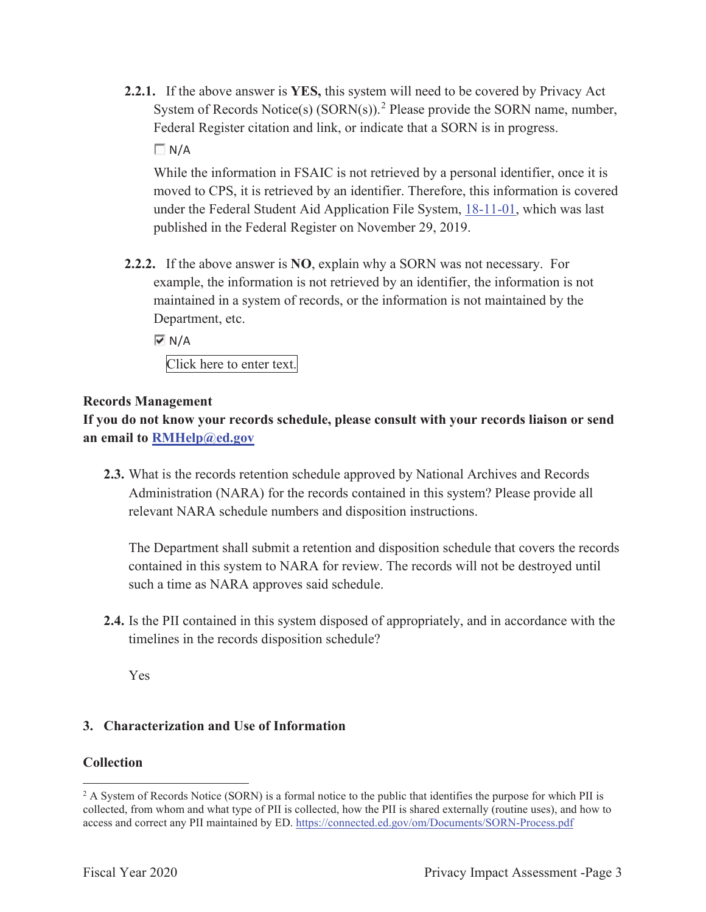**2.2.1.** If the above answer is **YES,** this system will need to be covered by Privacy Act System of Records Notice(s) (SORN(s)).[2] Please provide the SORN name, number, Federal Register citation and link, or indicate that a SORN is in progress.

☐ N/A

While the information in FSAIC is not retrieved by a personal identifier, once it is moved to CPS, it is retrieved by an identifier. Therefore, this information is covered under the Federal Student Aid Application File System, 18-11-01, which was last published in the Federal Register on November 29, 2019.

**2.2.2.** If the above answer is **NO**, explain why a SORN was not necessary. For example, the information is not retrieved by an identifier, the information is not maintained in a system of records, or the information is not maintained by the Department, etc.

☑ N/A

Click here to enter text.

**Records Management**

**If you do not know your records schedule, please consult with your records liaison or send an email to RMHelp@ed.gov**

**2.3.** What is the records retention schedule approved by National Archives and Records Administration (NARA) for the records contained in this system? Please provide all relevant NARA schedule numbers and disposition instructions.

The Department shall submit a retention and disposition schedule that covers the records contained in this system to NARA for review. The records will not be destroyed until such a time as NARA approves said schedule.

**2.4.** Is the PII contained in this system disposed of appropriately, and in accordance with the timelines in the records disposition schedule?

Yes

## 3. Characterization and Use of Information

**Collection**

[2] A System of Records Notice (SORN) is a formal notice to the public that identifies the purpose for which PII is collected, from whom and what type of PII is collected, how the PII is shared externally (routine uses), and how to access and correct any PII maintained by ED. https://connected.ed.gov/om/Documents/SORN-Process.pdf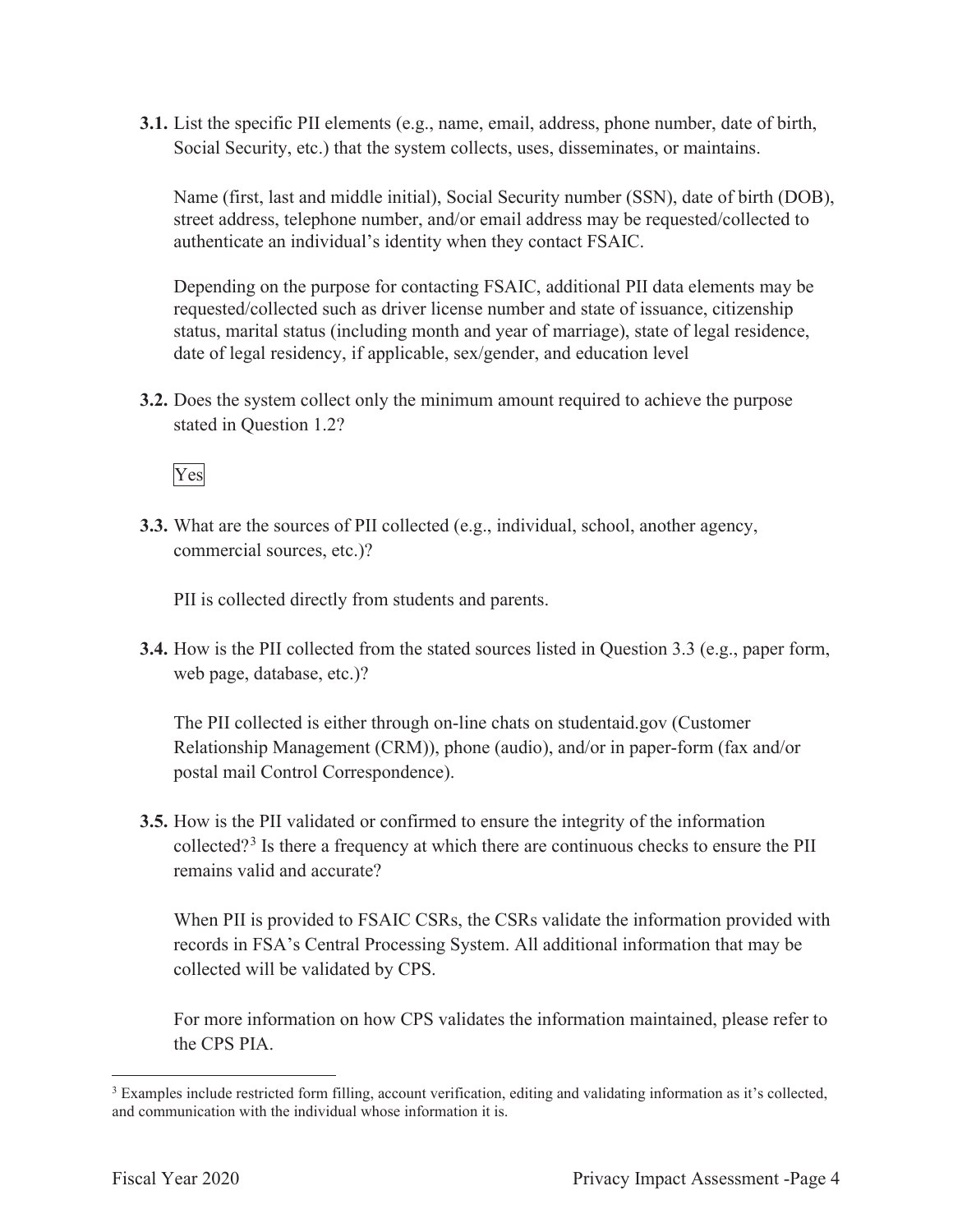**3.1.** List the specific PII elements (e.g., name, email, address, phone number, date of birth, Social Security, etc.) that the system collects, uses, disseminates, or maintains.

Name (first, last and middle initial), Social Security number (SSN), date of birth (DOB), street address, telephone number, and/or email address may be requested/collected to authenticate an individual's identity when they contact FSAIC.

Depending on the purpose for contacting FSAIC, additional PII data elements may be requested/collected such as driver license number and state of issuance, citizenship status, marital status (including month and year of marriage), state of legal residence, date of legal residency, if applicable, sex/gender, and education level

**3.2.** Does the system collect only the minimum amount required to achieve the purpose stated in Question 1.2?

Yes

**3.3.** What are the sources of PII collected (e.g., individual, school, another agency, commercial sources, etc.)?

PII is collected directly from students and parents.

**3.4.** How is the PII collected from the stated sources listed in Question 3.3 (e.g., paper form, web page, database, etc.)?

The PII collected is either through on-line chats on studentaid.gov (Customer Relationship Management (CRM)), phone (audio), and/or in paper-form (fax and/or postal mail Control Correspondence).

**3.5.** How is the PII validated or confirmed to ensure the integrity of the information collected?[3] Is there a frequency at which there are continuous checks to ensure the PII remains valid and accurate?

When PII is provided to FSAIC CSRs, the CSRs validate the information provided with records in FSA's Central Processing System. All additional information that may be collected will be validated by CPS.

For more information on how CPS validates the information maintained, please refer to the CPS PIA.

---

[3] Examples include restricted form filling, account verification, editing and validating information as it's collected, and communication with the individual whose information it is.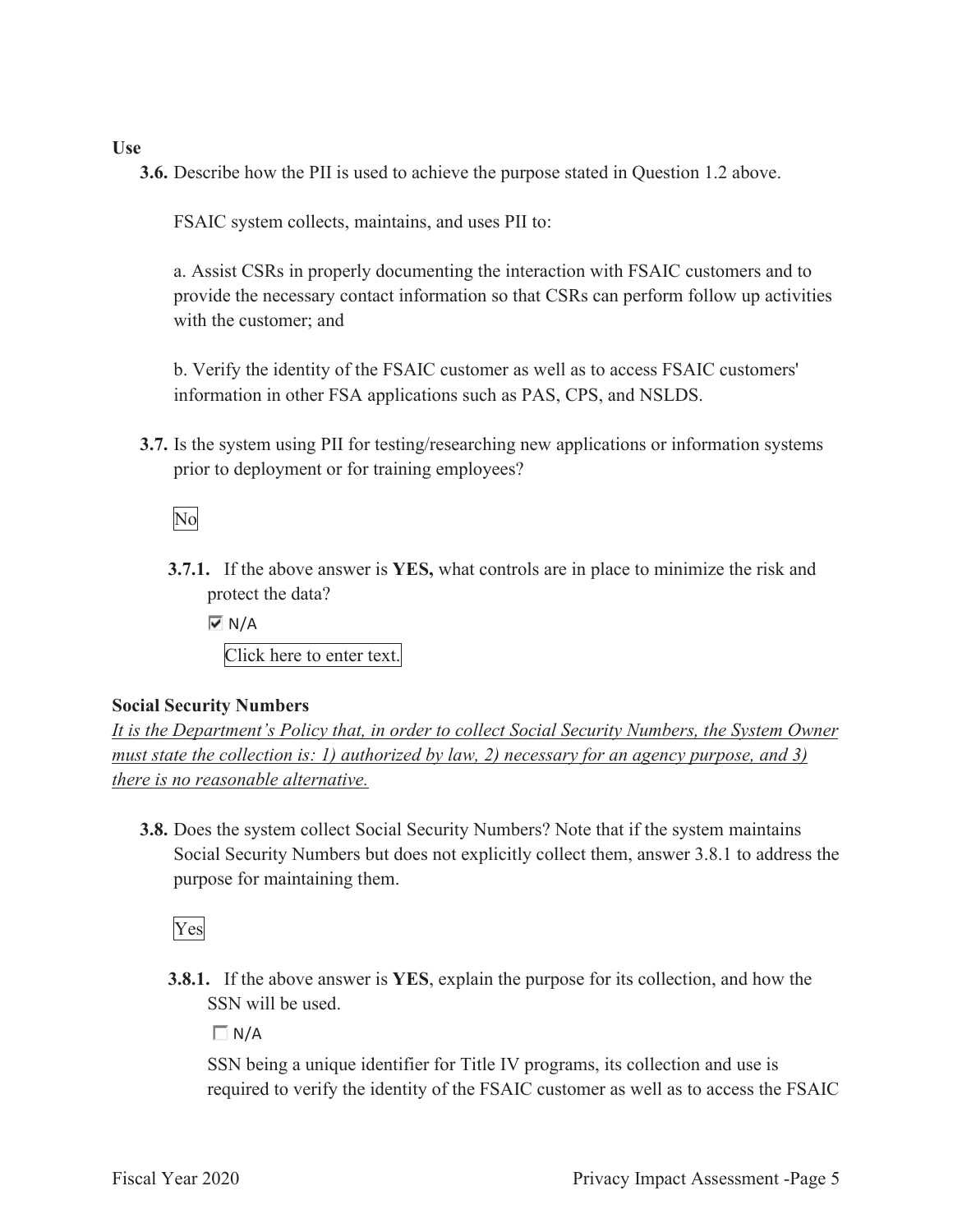**Use**

**3.6.** Describe how the PII is used to achieve the purpose stated in Question 1.2 above.

FSAIC system collects, maintains, and uses PII to:

a. Assist CSRs in properly documenting the interaction with FSAIC customers and to provide the necessary contact information so that CSRs can perform follow up activities with the customer; and

b. Verify the identity of the FSAIC customer as well as to access FSAIC customers' information in other FSA applications such as PAS, CPS, and NSLDS.

**3.7.** Is the system using PII for testing/researching new applications or information systems prior to deployment or for training employees?

No

**3.7.1.** If the above answer is **YES,** what controls are in place to minimize the risk and protect the data?

☑ N/A

Click here to enter text.

**Social Security Numbers**

*It is the Department's Policy that, in order to collect Social Security Numbers, the System Owner must state the collection is: 1) authorized by law, 2) necessary for an agency purpose, and 3) there is no reasonable alternative.*

**3.8.** Does the system collect Social Security Numbers? Note that if the system maintains Social Security Numbers but does not explicitly collect them, answer 3.8.1 to address the purpose for maintaining them.

Yes

**3.8.1.** If the above answer is **YES**, explain the purpose for its collection, and how the SSN will be used.

☐ N/A

SSN being a unique identifier for Title IV programs, its collection and use is required to verify the identity of the FSAIC customer as well as to access the FSAIC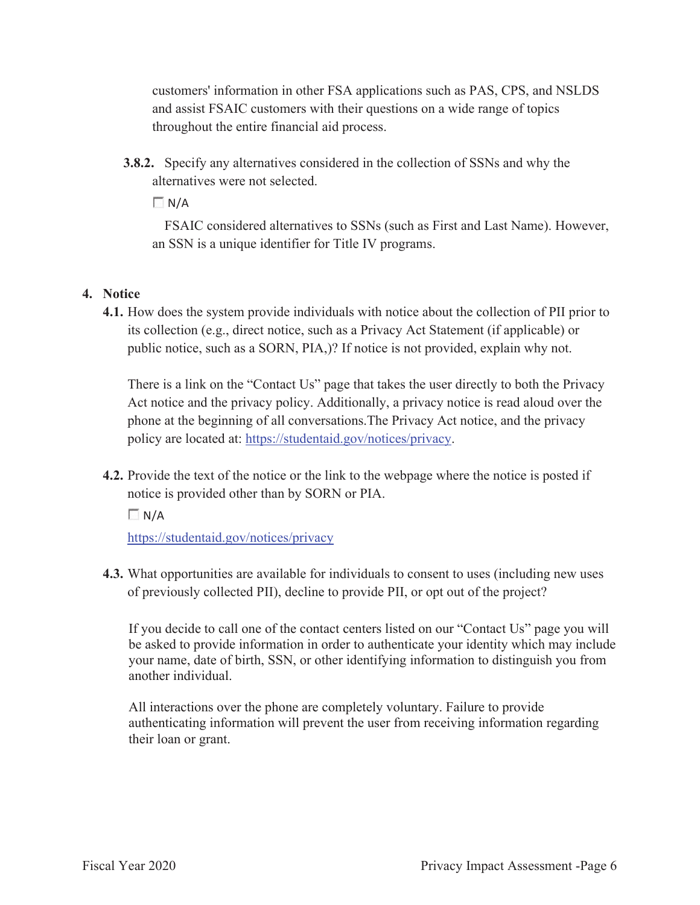customers' information in other FSA applications such as PAS, CPS, and NSLDS and assist FSAIC customers with their questions on a wide range of topics throughout the entire financial aid process.

**3.8.2.** Specify any alternatives considered in the collection of SSNs and why the alternatives were not selected.

☐ N/A

FSAIC considered alternatives to SSNs (such as First and Last Name). However, an SSN is a unique identifier for Title IV programs.

## 4. Notice

**4.1.** How does the system provide individuals with notice about the collection of PII prior to its collection (e.g., direct notice, such as a Privacy Act Statement (if applicable) or public notice, such as a SORN, PIA,)? If notice is not provided, explain why not.

There is a link on the "Contact Us" page that takes the user directly to both the Privacy Act notice and the privacy policy. Additionally, a privacy notice is read aloud over the phone at the beginning of all conversations.The Privacy Act notice, and the privacy policy are located at: https://studentaid.gov/notices/privacy.

**4.2.** Provide the text of the notice or the link to the webpage where the notice is posted if notice is provided other than by SORN or PIA.

☐ N/A

https://studentaid.gov/notices/privacy

**4.3.** What opportunities are available for individuals to consent to uses (including new uses of previously collected PII), decline to provide PII, or opt out of the project?

If you decide to call one of the contact centers listed on our "Contact Us" page you will be asked to provide information in order to authenticate your identity which may include your name, date of birth, SSN, or other identifying information to distinguish you from another individual.

All interactions over the phone are completely voluntary. Failure to provide authenticating information will prevent the user from receiving information regarding their loan or grant.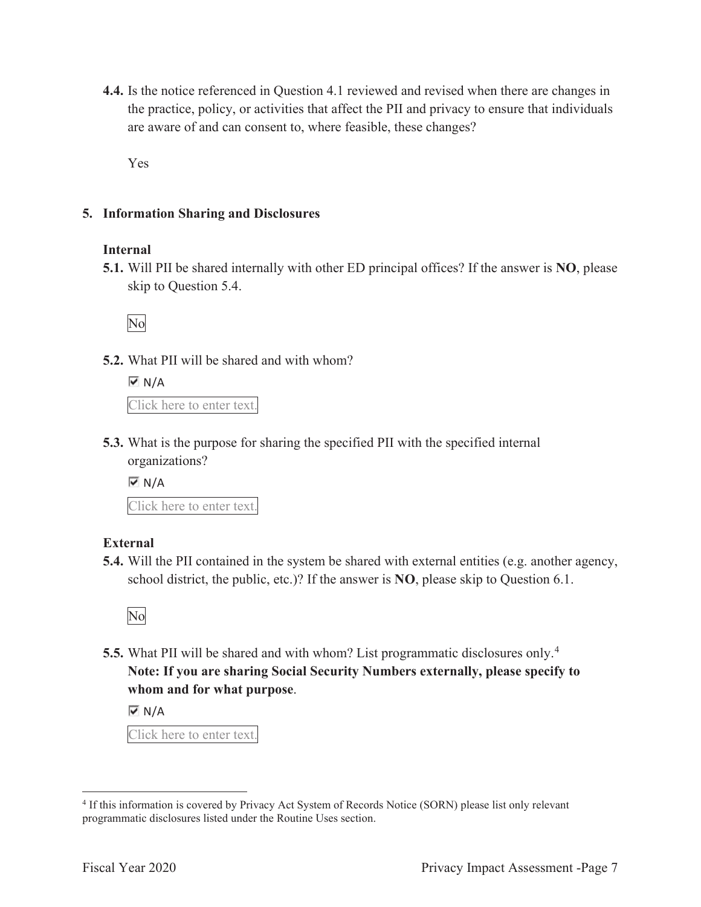**4.4.** Is the notice referenced in Question 4.1 reviewed and revised when there are changes in the practice, policy, or activities that affect the PII and privacy to ensure that individuals are aware of and can consent to, where feasible, these changes?

Yes

## 5. Information Sharing and Disclosures

### Internal

**5.1.** Will PII be shared internally with other ED principal offices? If the answer is **NO**, please skip to Question 5.4.

No

**5.2.** What PII will be shared and with whom?

☑ N/A

Click here to enter text.

**5.3.** What is the purpose for sharing the specified PII with the specified internal organizations?

☑ N/A

Click here to enter text.

### External

**5.4.** Will the PII contained in the system be shared with external entities (e.g. another agency, school district, the public, etc.)? If the answer is **NO**, please skip to Question 6.1.

No

**5.5.** What PII will be shared and with whom? List programmatic disclosures only.[4]
**Note: If you are sharing Social Security Numbers externally, please specify to whom and for what purpose**.

☑ N/A

Click here to enter text.

---

[4] If this information is covered by Privacy Act System of Records Notice (SORN) please list only relevant programmatic disclosures listed under the Routine Uses section.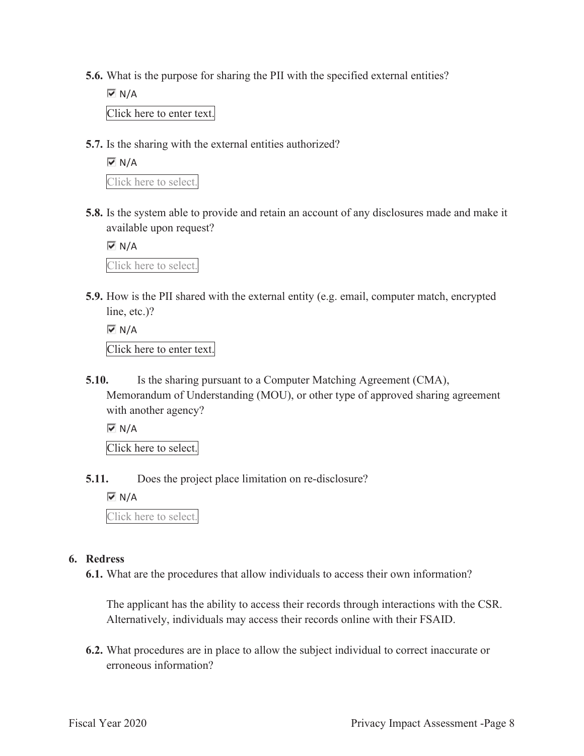**5.6.** What is the purpose for sharing the PII with the specified external entities?

☑ N/A

Click here to enter text.

**5.7.** Is the sharing with the external entities authorized?

☑ N/A

Click here to select.

**5.8.** Is the system able to provide and retain an account of any disclosures made and make it available upon request?

☑ N/A

Click here to select.

**5.9.** How is the PII shared with the external entity (e.g. email, computer match, encrypted line, etc.)?

☑ N/A

Click here to enter text.

**5.10.** Is the sharing pursuant to a Computer Matching Agreement (CMA), Memorandum of Understanding (MOU), or other type of approved sharing agreement with another agency?

☑ N/A

Click here to select.

**5.11.** Does the project place limitation on re-disclosure?

☑ N/A

Click here to select.

**6. Redress**

**6.1.** What are the procedures that allow individuals to access their own information?

The applicant has the ability to access their records through interactions with the CSR. Alternatively, individuals may access their records online with their FSAID.

**6.2.** What procedures are in place to allow the subject individual to correct inaccurate or erroneous information?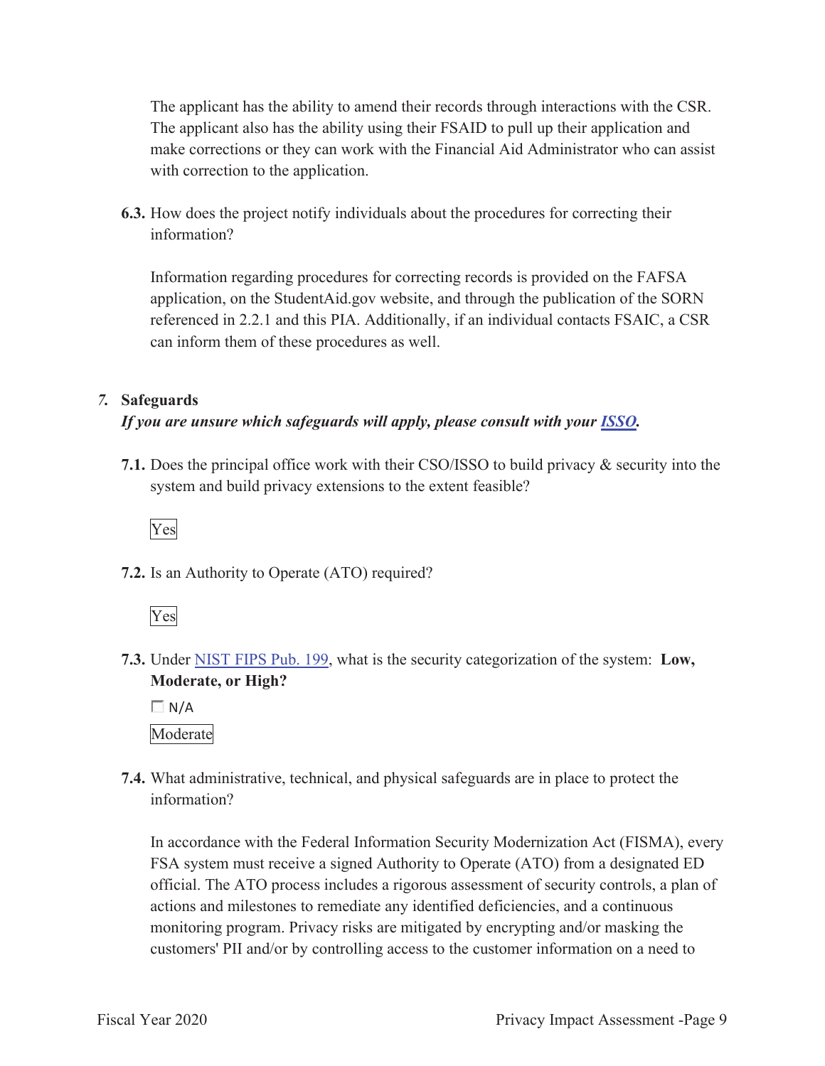The applicant has the ability to amend their records through interactions with the CSR. The applicant also has the ability using their FSAID to pull up their application and make corrections or they can work with the Financial Aid Administrator who can assist with correction to the application.

**6.3.** How does the project notify individuals about the procedures for correcting their information?

Information regarding procedures for correcting records is provided on the FAFSA application, on the StudentAid.gov website, and through the publication of the SORN referenced in 2.2.1 and this PIA. Additionally, if an individual contacts FSAIC, a CSR can inform them of these procedures as well.

## 7. Safeguards

***If you are unsure which safeguards will apply, please consult with your ISSO.***

**7.1.** Does the principal office work with their CSO/ISSO to build privacy & security into the system and build privacy extensions to the extent feasible?

Yes

**7.2.** Is an Authority to Operate (ATO) required?

Yes

**7.3.** Under NIST FIPS Pub. 199, what is the security categorization of the system: **Low, Moderate, or High?**

☐ N/A

Moderate

**7.4.** What administrative, technical, and physical safeguards are in place to protect the information?

In accordance with the Federal Information Security Modernization Act (FISMA), every FSA system must receive a signed Authority to Operate (ATO) from a designated ED official. The ATO process includes a rigorous assessment of security controls, a plan of actions and milestones to remediate any identified deficiencies, and a continuous monitoring program. Privacy risks are mitigated by encrypting and/or masking the customers' PII and/or by controlling access to the customer information on a need to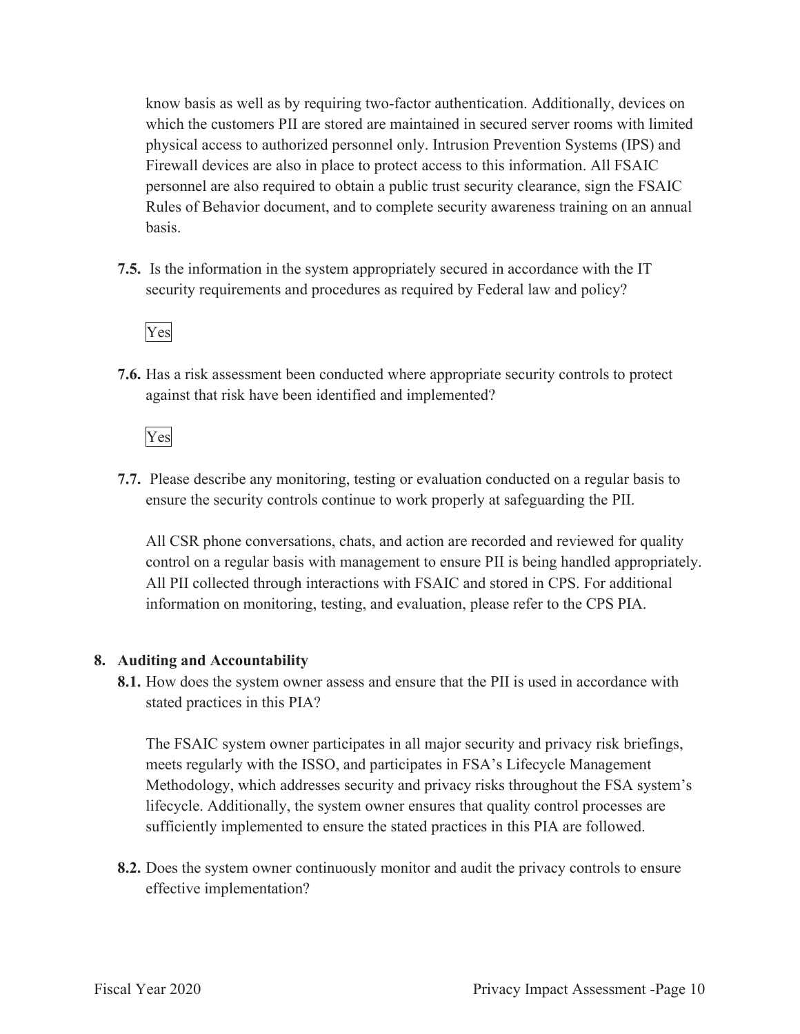know basis as well as by requiring two-factor authentication. Additionally, devices on which the customers PII are stored are maintained in secured server rooms with limited physical access to authorized personnel only. Intrusion Prevention Systems (IPS) and Firewall devices are also in place to protect access to this information. All FSAIC personnel are also required to obtain a public trust security clearance, sign the FSAIC Rules of Behavior document, and to complete security awareness training on an annual basis.

**7.5.** Is the information in the system appropriately secured in accordance with the IT security requirements and procedures as required by Federal law and policy?

Yes

**7.6.** Has a risk assessment been conducted where appropriate security controls to protect against that risk have been identified and implemented?

Yes

**7.7.** Please describe any monitoring, testing or evaluation conducted on a regular basis to ensure the security controls continue to work properly at safeguarding the PII.

All CSR phone conversations, chats, and action are recorded and reviewed for quality control on a regular basis with management to ensure PII is being handled appropriately. All PII collected through interactions with FSAIC and stored in CPS. For additional information on monitoring, testing, and evaluation, please refer to the CPS PIA.

## 8. Auditing and Accountability

**8.1.** How does the system owner assess and ensure that the PII is used in accordance with stated practices in this PIA?

The FSAIC system owner participates in all major security and privacy risk briefings, meets regularly with the ISSO, and participates in FSA's Lifecycle Management Methodology, which addresses security and privacy risks throughout the FSA system's lifecycle. Additionally, the system owner ensures that quality control processes are sufficiently implemented to ensure the stated practices in this PIA are followed.

**8.2.** Does the system owner continuously monitor and audit the privacy controls to ensure effective implementation?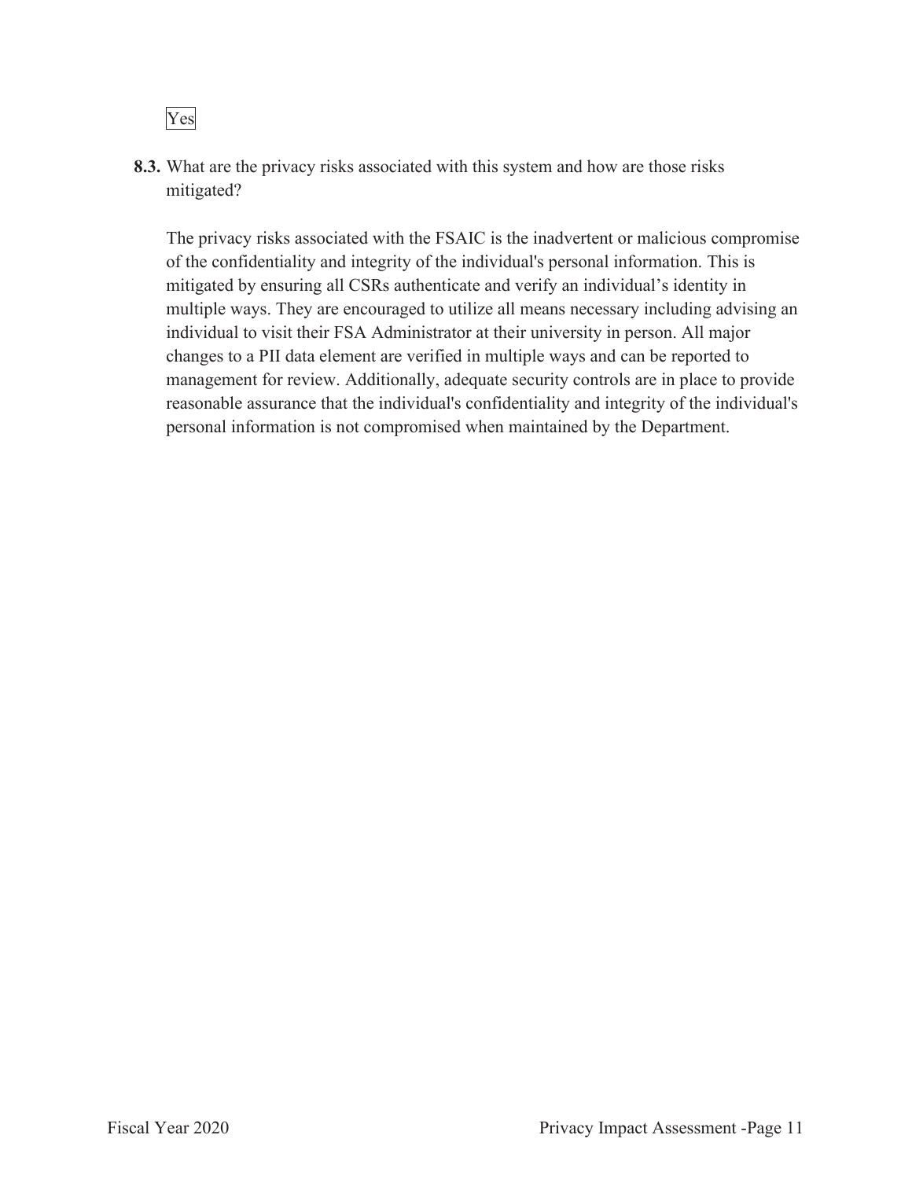Yes

**8.3.** What are the privacy risks associated with this system and how are those risks mitigated?

The privacy risks associated with the FSAIC is the inadvertent or malicious compromise of the confidentiality and integrity of the individual's personal information. This is mitigated by ensuring all CSRs authenticate and verify an individual's identity in multiple ways. They are encouraged to utilize all means necessary including advising an individual to visit their FSA Administrator at their university in person. All major changes to a PII data element are verified in multiple ways and can be reported to management for review. Additionally, adequate security controls are in place to provide reasonable assurance that the individual's confidentiality and integrity of the individual's personal information is not compromised when maintained by the Department.